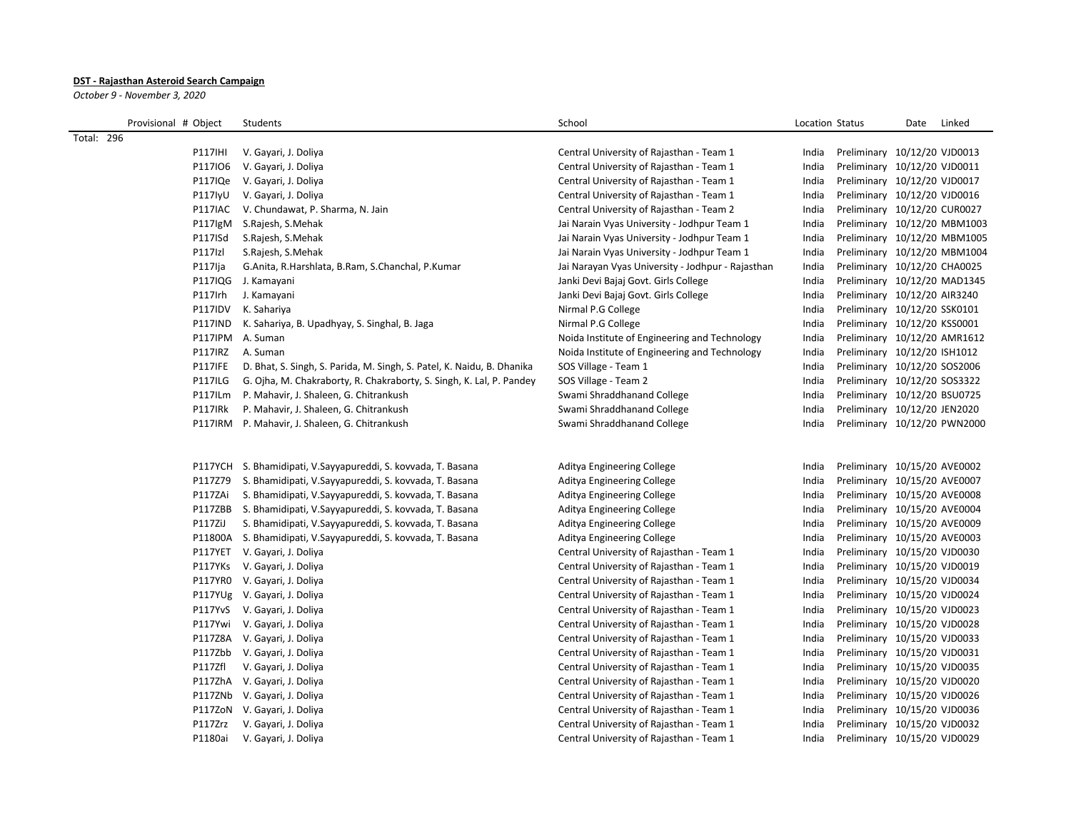**DST - Rajasthan Asteroid Search Campaign**

*October 9 - November 3, 2020*

| Provisional # | Object | Students | School | Location | Status | Date | Linked |
|---|---|---|---|---|---|---|---|
| Total: 296 | | | | | | | |
| | P117lHI | V. Gayari, J. Doliya | Central University of Rajasthan - Team 1 | India | Preliminary | 10/12/20 | VJD0013 |
| | P117lO6 | V. Gayari, J. Doliya | Central University of Rajasthan - Team 1 | India | Preliminary | 10/12/20 | VJD0011 |
| | P117lQe | V. Gayari, J. Doliya | Central University of Rajasthan - Team 1 | India | Preliminary | 10/12/20 | VJD0017 |
| | P117lyU | V. Gayari, J. Doliya | Central University of Rajasthan - Team 1 | India | Preliminary | 10/12/20 | VJD0016 |
| | P117lAC | V. Chundawat, P. Sharma, N. Jain | Central University of Rajasthan - Team 2 | India | Preliminary | 10/12/20 | CUR0027 |
| | P117lgM | S.Rajesh, S.Mehak | Jai Narain Vyas University - Jodhpur Team 1 | India | Preliminary | 10/12/20 | MBM1003 |
| | P117lSd | S.Rajesh, S.Mehak | Jai Narain Vyas University - Jodhpur Team 1 | India | Preliminary | 10/12/20 | MBM1005 |
| | P117lzl | S.Rajesh, S.Mehak | Jai Narain Vyas University - Jodhpur Team 1 | India | Preliminary | 10/12/20 | MBM1004 |
| | P117lja | G.Anita, R.Harshlata, B.Ram, S.Chanchal, P.Kumar | Jai Narayan Vyas University - Jodhpur - Rajasthan | India | Preliminary | 10/12/20 | CHA0025 |
| | P117lQG | J. Kamayani | Janki Devi Bajaj Govt. Girls College | India | Preliminary | 10/12/20 | MAD1345 |
| | P117lrh | J. Kamayani | Janki Devi Bajaj Govt. Girls College | India | Preliminary | 10/12/20 | AIR3240 |
| | P117lDV | K. Sahariya | Nirmal P.G College | India | Preliminary | 10/12/20 | SSK0101 |
| | P117lND | K. Sahariya, B. Upadhyay, S. Singhal, B. Jaga | Nirmal P.G College | India | Preliminary | 10/12/20 | KSS0001 |
| | P117lPM | A. Suman | Noida Institute of Engineering and Technology | India | Preliminary | 10/12/20 | AMR1612 |
| | P117lRZ | A. Suman | Noida Institute of Engineering and Technology | India | Preliminary | 10/12/20 | ISH1012 |
| | P117lFE | D. Bhat, S. Singh, S. Parida, M. Singh, S. Patel, K. Naidu, B. Dhanika | SOS Village - Team 1 | India | Preliminary | 10/12/20 | SOS2006 |
| | P117lLG | G. Ojha, M. Chakraborty, R. Chakraborty, S. Singh, K. Lal, P. Pandey | SOS Village - Team 2 | India | Preliminary | 10/12/20 | SOS3322 |
| | P117lLm | P. Mahavir, J. Shaleen, G. Chitrankush | Swami Shraddhanand College | India | Preliminary | 10/12/20 | BSU0725 |
| | P117lRk | P. Mahavir, J. Shaleen, G. Chitrankush | Swami Shraddhanand College | India | Preliminary | 10/12/20 | JEN2020 |
| | P117lRM | P. Mahavir, J. Shaleen, G. Chitrankush | Swami Shraddhanand College | India | Preliminary | 10/12/20 | PWN2000 |
| | | | | | | | |
| | P117YCH | S. Bhamidipati, V.Sayyapureddi, S. kovvada, T. Basana | Aditya Engineering College | India | Preliminary | 10/15/20 | AVE0002 |
| | P117Z79 | S. Bhamidipati, V.Sayyapureddi, S. kovvada, T. Basana | Aditya Engineering College | India | Preliminary | 10/15/20 | AVE0007 |
| | P117ZAi | S. Bhamidipati, V.Sayyapureddi, S. kovvada, T. Basana | Aditya Engineering College | India | Preliminary | 10/15/20 | AVE0008 |
| | P117ZBB | S. Bhamidipati, V.Sayyapureddi, S. kovvada, T. Basana | Aditya Engineering College | India | Preliminary | 10/15/20 | AVE0004 |
| | P117ZiJ | S. Bhamidipati, V.Sayyapureddi, S. kovvada, T. Basana | Aditya Engineering College | India | Preliminary | 10/15/20 | AVE0009 |
| | P11800A | S. Bhamidipati, V.Sayyapureddi, S. kovvada, T. Basana | Aditya Engineering College | India | Preliminary | 10/15/20 | AVE0003 |
| | P117YET | V. Gayari, J. Doliya | Central University of Rajasthan - Team 1 | India | Preliminary | 10/15/20 | VJD0030 |
| | P117YKs | V. Gayari, J. Doliya | Central University of Rajasthan - Team 1 | India | Preliminary | 10/15/20 | VJD0019 |
| | P117YR0 | V. Gayari, J. Doliya | Central University of Rajasthan - Team 1 | India | Preliminary | 10/15/20 | VJD0034 |
| | P117YUg | V. Gayari, J. Doliya | Central University of Rajasthan - Team 1 | India | Preliminary | 10/15/20 | VJD0024 |
| | P117YvS | V. Gayari, J. Doliya | Central University of Rajasthan - Team 1 | India | Preliminary | 10/15/20 | VJD0023 |
| | P117Ywi | V. Gayari, J. Doliya | Central University of Rajasthan - Team 1 | India | Preliminary | 10/15/20 | VJD0028 |
| | P117Z8A | V. Gayari, J. Doliya | Central University of Rajasthan - Team 1 | India | Preliminary | 10/15/20 | VJD0033 |
| | P117Zbb | V. Gayari, J. Doliya | Central University of Rajasthan - Team 1 | India | Preliminary | 10/15/20 | VJD0031 |
| | P117Zfl | V. Gayari, J. Doliya | Central University of Rajasthan - Team 1 | India | Preliminary | 10/15/20 | VJD0035 |
| | P117ZhA | V. Gayari, J. Doliya | Central University of Rajasthan - Team 1 | India | Preliminary | 10/15/20 | VJD0020 |
| | P117ZNb | V. Gayari, J. Doliya | Central University of Rajasthan - Team 1 | India | Preliminary | 10/15/20 | VJD0026 |
| | P117ZoN | V. Gayari, J. Doliya | Central University of Rajasthan - Team 1 | India | Preliminary | 10/15/20 | VJD0036 |
| | P117Zrz | V. Gayari, J. Doliya | Central University of Rajasthan - Team 1 | India | Preliminary | 10/15/20 | VJD0032 |
| | P1180ai | V. Gayari, J. Doliya | Central University of Rajasthan - Team 1 | India | Preliminary | 10/15/20 | VJD0029 |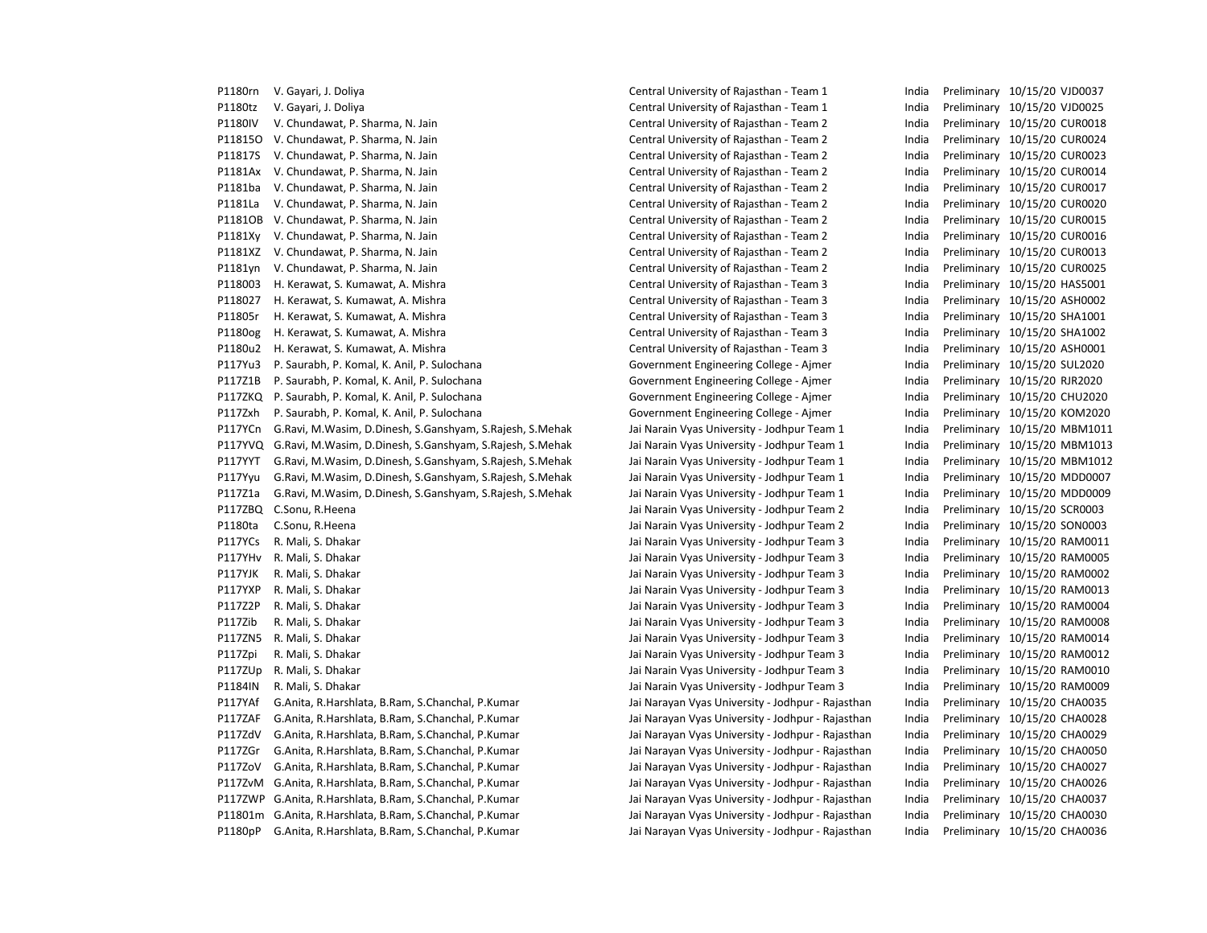| | | | | | | |
|---|---|---|---|---|---|---|
| P1180rn | V. Gayari, J. Doliya | Central University of Rajasthan - Team 1 | India | Preliminary | 10/15/20 | VJD0037 |
| P1180tz | V. Gayari, J. Doliya | Central University of Rajasthan - Team 1 | India | Preliminary | 10/15/20 | VJD0025 |
| P1180lV | V. Chundawat, P. Sharma, N. Jain | Central University of Rajasthan - Team 2 | India | Preliminary | 10/15/20 | CUR0018 |
| P11815O | V. Chundawat, P. Sharma, N. Jain | Central University of Rajasthan - Team 2 | India | Preliminary | 10/15/20 | CUR0024 |
| P11817S | V. Chundawat, P. Sharma, N. Jain | Central University of Rajasthan - Team 2 | India | Preliminary | 10/15/20 | CUR0023 |
| P1181Ax | V. Chundawat, P. Sharma, N. Jain | Central University of Rajasthan - Team 2 | India | Preliminary | 10/15/20 | CUR0014 |
| P1181ba | V. Chundawat, P. Sharma, N. Jain | Central University of Rajasthan - Team 2 | India | Preliminary | 10/15/20 | CUR0017 |
| P1181La | V. Chundawat, P. Sharma, N. Jain | Central University of Rajasthan - Team 2 | India | Preliminary | 10/15/20 | CUR0020 |
| P1181OB | V. Chundawat, P. Sharma, N. Jain | Central University of Rajasthan - Team 2 | India | Preliminary | 10/15/20 | CUR0015 |
| P1181Xy | V. Chundawat, P. Sharma, N. Jain | Central University of Rajasthan - Team 2 | India | Preliminary | 10/15/20 | CUR0016 |
| P1181XZ | V. Chundawat, P. Sharma, N. Jain | Central University of Rajasthan - Team 2 | India | Preliminary | 10/15/20 | CUR0013 |
| P1181yn | V. Chundawat, P. Sharma, N. Jain | Central University of Rajasthan - Team 2 | India | Preliminary | 10/15/20 | CUR0025 |
| P118003 | H. Kerawat, S. Kumawat, A. Mishra | Central University of Rajasthan - Team 3 | India | Preliminary | 10/15/20 | HAS5001 |
| P118027 | H. Kerawat, S. Kumawat, A. Mishra | Central University of Rajasthan - Team 3 | India | Preliminary | 10/15/20 | ASH0002 |
| P11805r | H. Kerawat, S. Kumawat, A. Mishra | Central University of Rajasthan - Team 3 | India | Preliminary | 10/15/20 | SHA1001 |
| P1180og | H. Kerawat, S. Kumawat, A. Mishra | Central University of Rajasthan - Team 3 | India | Preliminary | 10/15/20 | SHA1002 |
| P1180u2 | H. Kerawat, S. Kumawat, A. Mishra | Central University of Rajasthan - Team 3 | India | Preliminary | 10/15/20 | ASH0001 |
| P117Yu3 | P. Saurabh, P. Komal, K. Anil, P. Sulochana | Government Engineering College - Ajmer | India | Preliminary | 10/15/20 | SUL2020 |
| P117Z1B | P. Saurabh, P. Komal, K. Anil, P. Sulochana | Government Engineering College - Ajmer | India | Preliminary | 10/15/20 | RJR2020 |
| P117ZKQ | P. Saurabh, P. Komal, K. Anil, P. Sulochana | Government Engineering College - Ajmer | India | Preliminary | 10/15/20 | CHU2020 |
| P117Zxh | P. Saurabh, P. Komal, K. Anil, P. Sulochana | Government Engineering College - Ajmer | India | Preliminary | 10/15/20 | KOM2020 |
| P117YCn | G.Ravi, M.Wasim, D.Dinesh, S.Ganshyam, S.Rajesh, S.Mehak | Jai Narain Vyas University - Jodhpur Team 1 | India | Preliminary | 10/15/20 | MBM1011 |
| P117YVQ | G.Ravi, M.Wasim, D.Dinesh, S.Ganshyam, S.Rajesh, S.Mehak | Jai Narain Vyas University - Jodhpur Team 1 | India | Preliminary | 10/15/20 | MBM1013 |
| P117YYT | G.Ravi, M.Wasim, D.Dinesh, S.Ganshyam, S.Rajesh, S.Mehak | Jai Narain Vyas University - Jodhpur Team 1 | India | Preliminary | 10/15/20 | MBM1012 |
| P117Yyu | G.Ravi, M.Wasim, D.Dinesh, S.Ganshyam, S.Rajesh, S.Mehak | Jai Narain Vyas University - Jodhpur Team 1 | India | Preliminary | 10/15/20 | MDD0007 |
| P117Z1a | G.Ravi, M.Wasim, D.Dinesh, S.Ganshyam, S.Rajesh, S.Mehak | Jai Narain Vyas University - Jodhpur Team 1 | India | Preliminary | 10/15/20 | MDD0009 |
| P117ZBQ | C.Sonu, R.Heena | Jai Narain Vyas University - Jodhpur Team 2 | India | Preliminary | 10/15/20 | SCR0003 |
| P1180ta | C.Sonu, R.Heena | Jai Narain Vyas University - Jodhpur Team 2 | India | Preliminary | 10/15/20 | SON0003 |
| P117YCs | R. Mali, S. Dhakar | Jai Narain Vyas University - Jodhpur Team 3 | India | Preliminary | 10/15/20 | RAM0011 |
| P117YHv | R. Mali, S. Dhakar | Jai Narain Vyas University - Jodhpur Team 3 | India | Preliminary | 10/15/20 | RAM0005 |
| P117YJK | R. Mali, S. Dhakar | Jai Narain Vyas University - Jodhpur Team 3 | India | Preliminary | 10/15/20 | RAM0002 |
| P117YXP | R. Mali, S. Dhakar | Jai Narain Vyas University - Jodhpur Team 3 | India | Preliminary | 10/15/20 | RAM0013 |
| P117Z2P | R. Mali, S. Dhakar | Jai Narain Vyas University - Jodhpur Team 3 | India | Preliminary | 10/15/20 | RAM0004 |
| P117Zib | R. Mali, S. Dhakar | Jai Narain Vyas University - Jodhpur Team 3 | India | Preliminary | 10/15/20 | RAM0008 |
| P117ZN5 | R. Mali, S. Dhakar | Jai Narain Vyas University - Jodhpur Team 3 | India | Preliminary | 10/15/20 | RAM0014 |
| P117Zpi | R. Mali, S. Dhakar | Jai Narain Vyas University - Jodhpur Team 3 | India | Preliminary | 10/15/20 | RAM0012 |
| P117ZUp | R. Mali, S. Dhakar | Jai Narain Vyas University - Jodhpur Team 3 | India | Preliminary | 10/15/20 | RAM0010 |
| P1184lN | R. Mali, S. Dhakar | Jai Narain Vyas University - Jodhpur Team 3 | India | Preliminary | 10/15/20 | RAM0009 |
| P117YAf | G.Anita, R.Harshlata, B.Ram, S.Chanchal, P.Kumar | Jai Narayan Vyas University - Jodhpur - Rajasthan | India | Preliminary | 10/15/20 | CHA0035 |
| P117ZAF | G.Anita, R.Harshlata, B.Ram, S.Chanchal, P.Kumar | Jai Narayan Vyas University - Jodhpur - Rajasthan | India | Preliminary | 10/15/20 | CHA0028 |
| P117ZdV | G.Anita, R.Harshlata, B.Ram, S.Chanchal, P.Kumar | Jai Narayan Vyas University - Jodhpur - Rajasthan | India | Preliminary | 10/15/20 | CHA0029 |
| P117ZGr | G.Anita, R.Harshlata, B.Ram, S.Chanchal, P.Kumar | Jai Narayan Vyas University - Jodhpur - Rajasthan | India | Preliminary | 10/15/20 | CHA0050 |
| P117ZoV | G.Anita, R.Harshlata, B.Ram, S.Chanchal, P.Kumar | Jai Narayan Vyas University - Jodhpur - Rajasthan | India | Preliminary | 10/15/20 | CHA0027 |
| P117ZvM | G.Anita, R.Harshlata, B.Ram, S.Chanchal, P.Kumar | Jai Narayan Vyas University - Jodhpur - Rajasthan | India | Preliminary | 10/15/20 | CHA0026 |
| P117ZWP | G.Anita, R.Harshlata, B.Ram, S.Chanchal, P.Kumar | Jai Narayan Vyas University - Jodhpur - Rajasthan | India | Preliminary | 10/15/20 | CHA0037 |
| P11801m | G.Anita, R.Harshlata, B.Ram, S.Chanchal, P.Kumar | Jai Narayan Vyas University - Jodhpur - Rajasthan | India | Preliminary | 10/15/20 | CHA0030 |
| P1180pP | G.Anita, R.Harshlata, B.Ram, S.Chanchal, P.Kumar | Jai Narayan Vyas University - Jodhpur - Rajasthan | India | Preliminary | 10/15/20 | CHA0036 |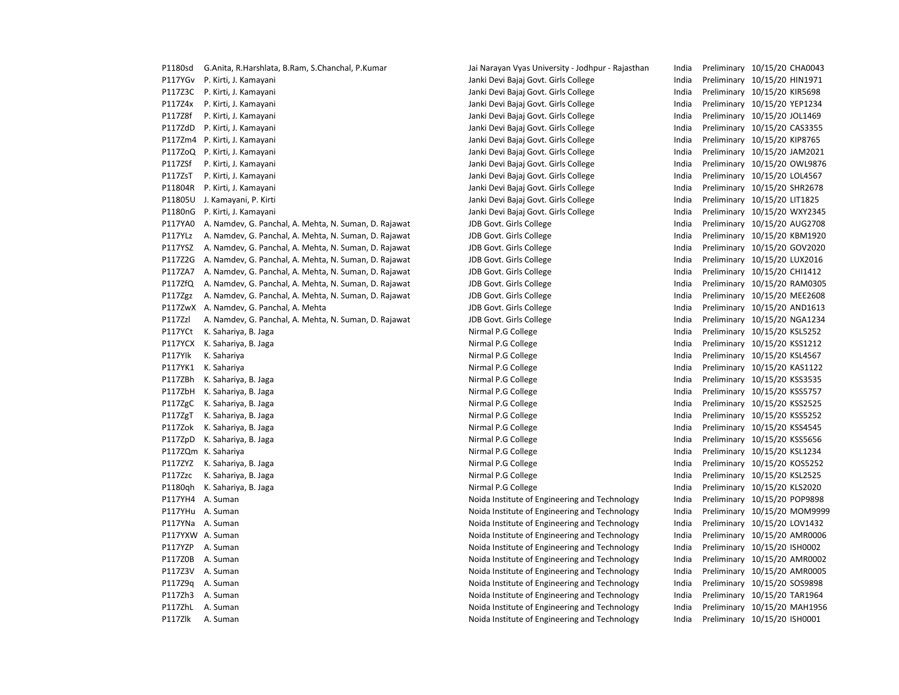| | | | | | | |
|---|---|---|---|---|---|---|
| P1180sd | G.Anita, R.Harshlata, B.Ram, S.Chanchal, P.Kumar | Jai Narayan Vyas University - Jodhpur - Rajasthan | India | Preliminary | 10/15/20 | CHA0043 |
| P117YGv | P. Kirti, J. Kamayani | Janki Devi Bajaj Govt. Girls College | India | Preliminary | 10/15/20 | HIN1971 |
| P117Z3C | P. Kirti, J. Kamayani | Janki Devi Bajaj Govt. Girls College | India | Preliminary | 10/15/20 | KIR5698 |
| P117Z4x | P. Kirti, J. Kamayani | Janki Devi Bajaj Govt. Girls College | India | Preliminary | 10/15/20 | YEP1234 |
| P117Z8f | P. Kirti, J. Kamayani | Janki Devi Bajaj Govt. Girls College | India | Preliminary | 10/15/20 | JOL1469 |
| P117ZdD | P. Kirti, J. Kamayani | Janki Devi Bajaj Govt. Girls College | India | Preliminary | 10/15/20 | CAS3355 |
| P117Zm4 | P. Kirti, J. Kamayani | Janki Devi Bajaj Govt. Girls College | India | Preliminary | 10/15/20 | KIP8765 |
| P117ZoQ | P. Kirti, J. Kamayani | Janki Devi Bajaj Govt. Girls College | India | Preliminary | 10/15/20 | JAM2021 |
| P117ZSf | P. Kirti, J. Kamayani | Janki Devi Bajaj Govt. Girls College | India | Preliminary | 10/15/20 | OWL9876 |
| P117ZsT | P. Kirti, J. Kamayani | Janki Devi Bajaj Govt. Girls College | India | Preliminary | 10/15/20 | LOL4567 |
| P11804R | P. Kirti, J. Kamayani | Janki Devi Bajaj Govt. Girls College | India | Preliminary | 10/15/20 | SHR2678 |
| P11805U | J. Kamayani, P. Kirti | Janki Devi Bajaj Govt. Girls College | India | Preliminary | 10/15/20 | LIT1825 |
| P1180nG | P. Kirti, J. Kamayani | Janki Devi Bajaj Govt. Girls College | India | Preliminary | 10/15/20 | WXY2345 |
| P117YA0 | A. Namdev, G. Panchal, A. Mehta, N. Suman, D. Rajawat | JDB Govt. Girls College | India | Preliminary | 10/15/20 | AUG2708 |
| P117YLz | A. Namdev, G. Panchal, A. Mehta, N. Suman, D. Rajawat | JDB Govt. Girls College | India | Preliminary | 10/15/20 | KBM1920 |
| P117YSZ | A. Namdev, G. Panchal, A. Mehta, N. Suman, D. Rajawat | JDB Govt. Girls College | India | Preliminary | 10/15/20 | GOV2020 |
| P117Z2G | A. Namdev, G. Panchal, A. Mehta, N. Suman, D. Rajawat | JDB Govt. Girls College | India | Preliminary | 10/15/20 | LUX2016 |
| P117ZA7 | A. Namdev, G. Panchal, A. Mehta, N. Suman, D. Rajawat | JDB Govt. Girls College | India | Preliminary | 10/15/20 | CHI1412 |
| P117ZfQ | A. Namdev, G. Panchal, A. Mehta, N. Suman, D. Rajawat | JDB Govt. Girls College | India | Preliminary | 10/15/20 | RAM0305 |
| P117Zgz | A. Namdev, G. Panchal, A. Mehta, N. Suman, D. Rajawat | JDB Govt. Girls College | India | Preliminary | 10/15/20 | MEE2608 |
| P117ZwX | A. Namdev, G. Panchal, A. Mehta | JDB Govt. Girls College | India | Preliminary | 10/15/20 | AND1613 |
| P117Zzl | A. Namdev, G. Panchal, A. Mehta, N. Suman, D. Rajawat | JDB Govt. Girls College | India | Preliminary | 10/15/20 | NGA1234 |
| P117YCt | K. Sahariya, B. Jaga | Nirmal P.G College | India | Preliminary | 10/15/20 | KSL5252 |
| P117YCX | K. Sahariya, B. Jaga | Nirmal P.G College | India | Preliminary | 10/15/20 | KSS1212 |
| P117YIk | K. Sahariya | Nirmal P.G College | India | Preliminary | 10/15/20 | KSL4567 |
| P117YK1 | K. Sahariya | Nirmal P.G College | India | Preliminary | 10/15/20 | KAS1122 |
| P117ZBh | K. Sahariya, B. Jaga | Nirmal P.G College | India | Preliminary | 10/15/20 | KSS3535 |
| P117ZbH | K. Sahariya, B. Jaga | Nirmal P.G College | India | Preliminary | 10/15/20 | KSS5757 |
| P117ZgC | K. Sahariya, B. Jaga | Nirmal P.G College | India | Preliminary | 10/15/20 | KSS2525 |
| P117ZgT | K. Sahariya, B. Jaga | Nirmal P.G College | India | Preliminary | 10/15/20 | KSS5252 |
| P117Zok | K. Sahariya, B. Jaga | Nirmal P.G College | India | Preliminary | 10/15/20 | KSS4545 |
| P117ZpD | K. Sahariya, B. Jaga | Nirmal P.G College | India | Preliminary | 10/15/20 | KSS5656 |
| P117ZQm | K. Sahariya | Nirmal P.G College | India | Preliminary | 10/15/20 | KSL1234 |
| P117ZYZ | K. Sahariya, B. Jaga | Nirmal P.G College | India | Preliminary | 10/15/20 | KOS5252 |
| P117Zzc | K. Sahariya, B. Jaga | Nirmal P.G College | India | Preliminary | 10/15/20 | KSL2525 |
| P1180qh | K. Sahariya, B. Jaga | Nirmal P.G College | India | Preliminary | 10/15/20 | KLS2020 |
| P117YH4 | A. Suman | Noida Institute of Engineering and Technology | India | Preliminary | 10/15/20 | POP9898 |
| P117YHu | A. Suman | Noida Institute of Engineering and Technology | India | Preliminary | 10/15/20 | MOM9999 |
| P117YNa | A. Suman | Noida Institute of Engineering and Technology | India | Preliminary | 10/15/20 | LOV1432 |
| P117YXW | A. Suman | Noida Institute of Engineering and Technology | India | Preliminary | 10/15/20 | AMR0006 |
| P117YZP | A. Suman | Noida Institute of Engineering and Technology | India | Preliminary | 10/15/20 | ISH0002 |
| P117Z0B | A. Suman | Noida Institute of Engineering and Technology | India | Preliminary | 10/15/20 | AMR0002 |
| P117Z3V | A. Suman | Noida Institute of Engineering and Technology | India | Preliminary | 10/15/20 | AMR0005 |
| P117Z9q | A. Suman | Noida Institute of Engineering and Technology | India | Preliminary | 10/15/20 | SOS9898 |
| P117Zh3 | A. Suman | Noida Institute of Engineering and Technology | India | Preliminary | 10/15/20 | TAR1964 |
| P117ZhL | A. Suman | Noida Institute of Engineering and Technology | India | Preliminary | 10/15/20 | MAH1956 |
| P117Zlk | A. Suman | Noida Institute of Engineering and Technology | India | Preliminary | 10/15/20 | ISH0001 |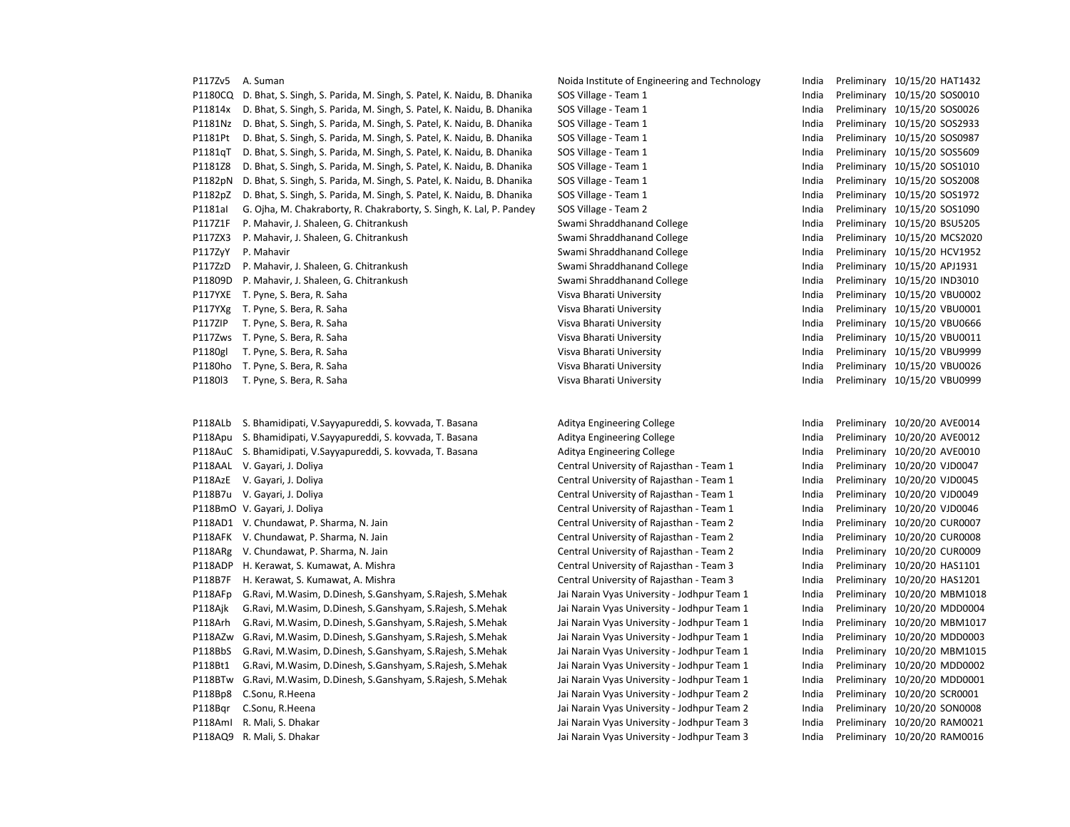| | | | | | | |
|---|---|---|---|---|---|---|
| P117Zv5 | A. Suman | Noida Institute of Engineering and Technology | India | Preliminary | 10/15/20 | HAT1432 |
| P1180CQ | D. Bhat, S. Singh, S. Parida, M. Singh, S. Patel, K. Naidu, B. Dhanika | SOS Village - Team 1 | India | Preliminary | 10/15/20 | SOS0010 |
| P11814x | D. Bhat, S. Singh, S. Parida, M. Singh, S. Patel, K. Naidu, B. Dhanika | SOS Village - Team 1 | India | Preliminary | 10/15/20 | SOS0026 |
| P1181Nz | D. Bhat, S. Singh, S. Parida, M. Singh, S. Patel, K. Naidu, B. Dhanika | SOS Village - Team 1 | India | Preliminary | 10/15/20 | SOS2933 |
| P1181Pt | D. Bhat, S. Singh, S. Parida, M. Singh, S. Patel, K. Naidu, B. Dhanika | SOS Village - Team 1 | India | Preliminary | 10/15/20 | SOS0987 |
| P1181qT | D. Bhat, S. Singh, S. Parida, M. Singh, S. Patel, K. Naidu, B. Dhanika | SOS Village - Team 1 | India | Preliminary | 10/15/20 | SOS5609 |
| P1181Z8 | D. Bhat, S. Singh, S. Parida, M. Singh, S. Patel, K. Naidu, B. Dhanika | SOS Village - Team 1 | India | Preliminary | 10/15/20 | SOS1010 |
| P1182pN | D. Bhat, S. Singh, S. Parida, M. Singh, S. Patel, K. Naidu, B. Dhanika | SOS Village - Team 1 | India | Preliminary | 10/15/20 | SOS2008 |
| P1182pZ | D. Bhat, S. Singh, S. Parida, M. Singh, S. Patel, K. Naidu, B. Dhanika | SOS Village - Team 1 | India | Preliminary | 10/15/20 | SOS1972 |
| P1181aI | G. Ojha, M. Chakraborty, R. Chakraborty, S. Singh, K. Lal, P. Pandey | SOS Village - Team 2 | India | Preliminary | 10/15/20 | SOS1090 |
| P117Z1F | P. Mahavir, J. Shaleen, G. Chitrankush | Swami Shraddhanand College | India | Preliminary | 10/15/20 | BSU5205 |
| P117ZX3 | P. Mahavir, J. Shaleen, G. Chitrankush | Swami Shraddhanand College | India | Preliminary | 10/15/20 | MCS2020 |
| P117ZyY | P. Mahavir | Swami Shraddhanand College | India | Preliminary | 10/15/20 | HCV1952 |
| P117ZzD | P. Mahavir, J. Shaleen, G. Chitrankush | Swami Shraddhanand College | India | Preliminary | 10/15/20 | APJ1931 |
| P11809D | P. Mahavir, J. Shaleen, G. Chitrankush | Swami Shraddhanand College | India | Preliminary | 10/15/20 | IND3010 |
| P117YXE | T. Pyne, S. Bera, R. Saha | Visva Bharati University | India | Preliminary | 10/15/20 | VBU0002 |
| P117YXg | T. Pyne, S. Bera, R. Saha | Visva Bharati University | India | Preliminary | 10/15/20 | VBU0001 |
| P117ZIP | T. Pyne, S. Bera, R. Saha | Visva Bharati University | India | Preliminary | 10/15/20 | VBU0666 |
| P117Zws | T. Pyne, S. Bera, R. Saha | Visva Bharati University | India | Preliminary | 10/15/20 | VBU0011 |
| P1180gl | T. Pyne, S. Bera, R. Saha | Visva Bharati University | India | Preliminary | 10/15/20 | VBU9999 |
| P1180ho | T. Pyne, S. Bera, R. Saha | Visva Bharati University | India | Preliminary | 10/15/20 | VBU0026 |
| P1180l3 | T. Pyne, S. Bera, R. Saha | Visva Bharati University | India | Preliminary | 10/15/20 | VBU0999 |

| | | | | | | |
|---|---|---|---|---|---|---|
| P118ALb | S. Bhamidipati, V.Sayyapureddi, S. kovvada, T. Basana | Aditya Engineering College | India | Preliminary | 10/20/20 | AVE0014 |
| P118Apu | S. Bhamidipati, V.Sayyapureddi, S. kovvada, T. Basana | Aditya Engineering College | India | Preliminary | 10/20/20 | AVE0012 |
| P118AuC | S. Bhamidipati, V.Sayyapureddi, S. kovvada, T. Basana | Aditya Engineering College | India | Preliminary | 10/20/20 | AVE0010 |
| P118AAL | V. Gayari, J. Doliya | Central University of Rajasthan - Team 1 | India | Preliminary | 10/20/20 | VJD0047 |
| P118AzE | V. Gayari, J. Doliya | Central University of Rajasthan - Team 1 | India | Preliminary | 10/20/20 | VJD0045 |
| P118B7u | V. Gayari, J. Doliya | Central University of Rajasthan - Team 1 | India | Preliminary | 10/20/20 | VJD0049 |
| P118BmO | V. Gayari, J. Doliya | Central University of Rajasthan - Team 1 | India | Preliminary | 10/20/20 | VJD0046 |
| P118AD1 | V. Chundawat, P. Sharma, N. Jain | Central University of Rajasthan - Team 2 | India | Preliminary | 10/20/20 | CUR0007 |
| P118AFK | V. Chundawat, P. Sharma, N. Jain | Central University of Rajasthan - Team 2 | India | Preliminary | 10/20/20 | CUR0008 |
| P118ARg | V. Chundawat, P. Sharma, N. Jain | Central University of Rajasthan - Team 2 | India | Preliminary | 10/20/20 | CUR0009 |
| P118ADP | H. Kerawat, S. Kumawat, A. Mishra | Central University of Rajasthan - Team 3 | India | Preliminary | 10/20/20 | HAS1101 |
| P118B7F | H. Kerawat, S. Kumawat, A. Mishra | Central University of Rajasthan - Team 3 | India | Preliminary | 10/20/20 | HAS1201 |
| P118AFp | G.Ravi, M.Wasim, D.Dinesh, S.Ganshyam, S.Rajesh, S.Mehak | Jai Narain Vyas University - Jodhpur Team 1 | India | Preliminary | 10/20/20 | MBM1018 |
| P118Ajk | G.Ravi, M.Wasim, D.Dinesh, S.Ganshyam, S.Rajesh, S.Mehak | Jai Narain Vyas University - Jodhpur Team 1 | India | Preliminary | 10/20/20 | MDD0004 |
| P118Arh | G.Ravi, M.Wasim, D.Dinesh, S.Ganshyam, S.Rajesh, S.Mehak | Jai Narain Vyas University - Jodhpur Team 1 | India | Preliminary | 10/20/20 | MBM1017 |
| P118AZw | G.Ravi, M.Wasim, D.Dinesh, S.Ganshyam, S.Rajesh, S.Mehak | Jai Narain Vyas University - Jodhpur Team 1 | India | Preliminary | 10/20/20 | MDD0003 |
| P118BbS | G.Ravi, M.Wasim, D.Dinesh, S.Ganshyam, S.Rajesh, S.Mehak | Jai Narain Vyas University - Jodhpur Team 1 | India | Preliminary | 10/20/20 | MBM1015 |
| P118Bt1 | G.Ravi, M.Wasim, D.Dinesh, S.Ganshyam, S.Rajesh, S.Mehak | Jai Narain Vyas University - Jodhpur Team 1 | India | Preliminary | 10/20/20 | MDD0002 |
| P118BTw | G.Ravi, M.Wasim, D.Dinesh, S.Ganshyam, S.Rajesh, S.Mehak | Jai Narain Vyas University - Jodhpur Team 1 | India | Preliminary | 10/20/20 | MDD0001 |
| P118Bp8 | C.Sonu, R.Heena | Jai Narain Vyas University - Jodhpur Team 2 | India | Preliminary | 10/20/20 | SCR0001 |
| P118Bqr | C.Sonu, R.Heena | Jai Narain Vyas University - Jodhpur Team 2 | India | Preliminary | 10/20/20 | SON0008 |
| P118AmI | R. Mali, S. Dhakar | Jai Narain Vyas University - Jodhpur Team 3 | India | Preliminary | 10/20/20 | RAM0021 |
| P118AQ9 | R. Mali, S. Dhakar | Jai Narain Vyas University - Jodhpur Team 3 | India | Preliminary | 10/20/20 | RAM0016 |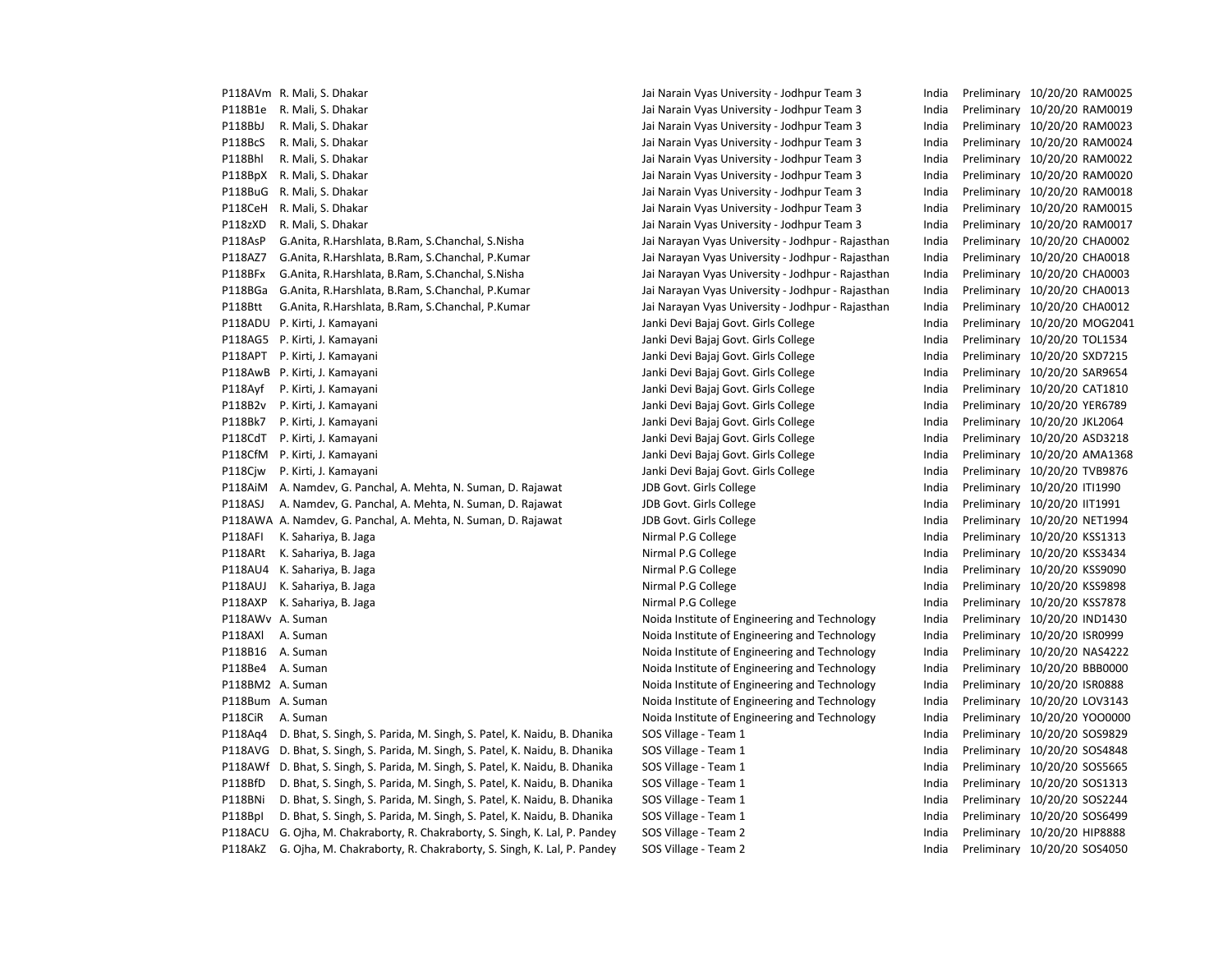| | | | | | | |
|---|---|---|---|---|---|---|
| P118AVm | R. Mali, S. Dhakar | Jai Narain Vyas University - Jodhpur Team 3 | India | Preliminary | 10/20/20 | RAM0025 |
| P118B1e | R. Mali, S. Dhakar | Jai Narain Vyas University - Jodhpur Team 3 | India | Preliminary | 10/20/20 | RAM0019 |
| P118BbJ | R. Mali, S. Dhakar | Jai Narain Vyas University - Jodhpur Team 3 | India | Preliminary | 10/20/20 | RAM0023 |
| P118BcS | R. Mali, S. Dhakar | Jai Narain Vyas University - Jodhpur Team 3 | India | Preliminary | 10/20/20 | RAM0024 |
| P118Bhl | R. Mali, S. Dhakar | Jai Narain Vyas University - Jodhpur Team 3 | India | Preliminary | 10/20/20 | RAM0022 |
| P118BpX | R. Mali, S. Dhakar | Jai Narain Vyas University - Jodhpur Team 3 | India | Preliminary | 10/20/20 | RAM0020 |
| P118BuG | R. Mali, S. Dhakar | Jai Narain Vyas University - Jodhpur Team 3 | India | Preliminary | 10/20/20 | RAM0018 |
| P118CeH | R. Mali, S. Dhakar | Jai Narain Vyas University - Jodhpur Team 3 | India | Preliminary | 10/20/20 | RAM0015 |
| P118zXD | R. Mali, S. Dhakar | Jai Narain Vyas University - Jodhpur Team 3 | India | Preliminary | 10/20/20 | RAM0017 |
| P118AsP | G.Anita, R.Harshlata, B.Ram, S.Chanchal, S.Nisha | Jai Narayan Vyas University - Jodhpur - Rajasthan | India | Preliminary | 10/20/20 | CHA0002 |
| P118AZ7 | G.Anita, R.Harshlata, B.Ram, S.Chanchal, P.Kumar | Jai Narayan Vyas University - Jodhpur - Rajasthan | India | Preliminary | 10/20/20 | CHA0018 |
| P118BFx | G.Anita, R.Harshlata, B.Ram, S.Chanchal, S.Nisha | Jai Narayan Vyas University - Jodhpur - Rajasthan | India | Preliminary | 10/20/20 | CHA0003 |
| P118BGa | G.Anita, R.Harshlata, B.Ram, S.Chanchal, P.Kumar | Jai Narayan Vyas University - Jodhpur - Rajasthan | India | Preliminary | 10/20/20 | CHA0013 |
| P118Btt | G.Anita, R.Harshlata, B.Ram, S.Chanchal, P.Kumar | Jai Narayan Vyas University - Jodhpur - Rajasthan | India | Preliminary | 10/20/20 | CHA0012 |
| P118ADU | P. Kirti, J. Kamayani | Janki Devi Bajaj Govt. Girls College | India | Preliminary | 10/20/20 | MOG2041 |
| P118AG5 | P. Kirti, J. Kamayani | Janki Devi Bajaj Govt. Girls College | India | Preliminary | 10/20/20 | TOL1534 |
| P118APT | P. Kirti, J. Kamayani | Janki Devi Bajaj Govt. Girls College | India | Preliminary | 10/20/20 | SXD7215 |
| P118AwB | P. Kirti, J. Kamayani | Janki Devi Bajaj Govt. Girls College | India | Preliminary | 10/20/20 | SAR9654 |
| P118Ayf | P. Kirti, J. Kamayani | Janki Devi Bajaj Govt. Girls College | India | Preliminary | 10/20/20 | CAT1810 |
| P118B2v | P. Kirti, J. Kamayani | Janki Devi Bajaj Govt. Girls College | India | Preliminary | 10/20/20 | YER6789 |
| P118Bk7 | P. Kirti, J. Kamayani | Janki Devi Bajaj Govt. Girls College | India | Preliminary | 10/20/20 | JKL2064 |
| P118CdT | P. Kirti, J. Kamayani | Janki Devi Bajaj Govt. Girls College | India | Preliminary | 10/20/20 | ASD3218 |
| P118CfM | P. Kirti, J. Kamayani | Janki Devi Bajaj Govt. Girls College | India | Preliminary | 10/20/20 | AMA1368 |
| P118Cjw | P. Kirti, J. Kamayani | Janki Devi Bajaj Govt. Girls College | India | Preliminary | 10/20/20 | TVB9876 |
| P118AiM | A. Namdev, G. Panchal, A. Mehta, N. Suman, D. Rajawat | JDB Govt. Girls College | India | Preliminary | 10/20/20 | ITI1990 |
| P118ASJ | A. Namdev, G. Panchal, A. Mehta, N. Suman, D. Rajawat | JDB Govt. Girls College | India | Preliminary | 10/20/20 | IIT1991 |
| P118AWA | A. Namdev, G. Panchal, A. Mehta, N. Suman, D. Rajawat | JDB Govt. Girls College | India | Preliminary | 10/20/20 | NET1994 |
| P118AFI | K. Sahariya, B. Jaga | Nirmal P.G College | India | Preliminary | 10/20/20 | KSS1313 |
| P118ARt | K. Sahariya, B. Jaga | Nirmal P.G College | India | Preliminary | 10/20/20 | KSS3434 |
| P118AU4 | K. Sahariya, B. Jaga | Nirmal P.G College | India | Preliminary | 10/20/20 | KSS9090 |
| P118AUJ | K. Sahariya, B. Jaga | Nirmal P.G College | India | Preliminary | 10/20/20 | KSS9898 |
| P118AXP | K. Sahariya, B. Jaga | Nirmal P.G College | India | Preliminary | 10/20/20 | KSS7878 |
| P118AWv | A. Suman | Noida Institute of Engineering and Technology | India | Preliminary | 10/20/20 | IND1430 |
| P118AXl | A. Suman | Noida Institute of Engineering and Technology | India | Preliminary | 10/20/20 | ISR0999 |
| P118B16 | A. Suman | Noida Institute of Engineering and Technology | India | Preliminary | 10/20/20 | NAS4222 |
| P118Be4 | A. Suman | Noida Institute of Engineering and Technology | India | Preliminary | 10/20/20 | BBB0000 |
| P118BM2 | A. Suman | Noida Institute of Engineering and Technology | India | Preliminary | 10/20/20 | ISR0888 |
| P118Bum | A. Suman | Noida Institute of Engineering and Technology | India | Preliminary | 10/20/20 | LOV3143 |
| P118CiR | A. Suman | Noida Institute of Engineering and Technology | India | Preliminary | 10/20/20 | YOO0000 |
| P118Aq4 | D. Bhat, S. Singh, S. Parida, M. Singh, S. Patel, K. Naidu, B. Dhanika | SOS Village - Team 1 | India | Preliminary | 10/20/20 | SOS9829 |
| P118AVG | D. Bhat, S. Singh, S. Parida, M. Singh, S. Patel, K. Naidu, B. Dhanika | SOS Village - Team 1 | India | Preliminary | 10/20/20 | SOS4848 |
| P118AWf | D. Bhat, S. Singh, S. Parida, M. Singh, S. Patel, K. Naidu, B. Dhanika | SOS Village - Team 1 | India | Preliminary | 10/20/20 | SOS5665 |
| P118BfD | D. Bhat, S. Singh, S. Parida, M. Singh, S. Patel, K. Naidu, B. Dhanika | SOS Village - Team 1 | India | Preliminary | 10/20/20 | SOS1313 |
| P118BNi | D. Bhat, S. Singh, S. Parida, M. Singh, S. Patel, K. Naidu, B. Dhanika | SOS Village - Team 1 | India | Preliminary | 10/20/20 | SOS2244 |
| P118BpI | D. Bhat, S. Singh, S. Parida, M. Singh, S. Patel, K. Naidu, B. Dhanika | SOS Village - Team 1 | India | Preliminary | 10/20/20 | SOS6499 |
| P118ACU | G. Ojha, M. Chakraborty, R. Chakraborty, S. Singh, K. Lal, P. Pandey | SOS Village - Team 2 | India | Preliminary | 10/20/20 | HIP8888 |
| P118AkZ | G. Ojha, M. Chakraborty, R. Chakraborty, S. Singh, K. Lal, P. Pandey | SOS Village - Team 2 | India | Preliminary | 10/20/20 | SOS4050 |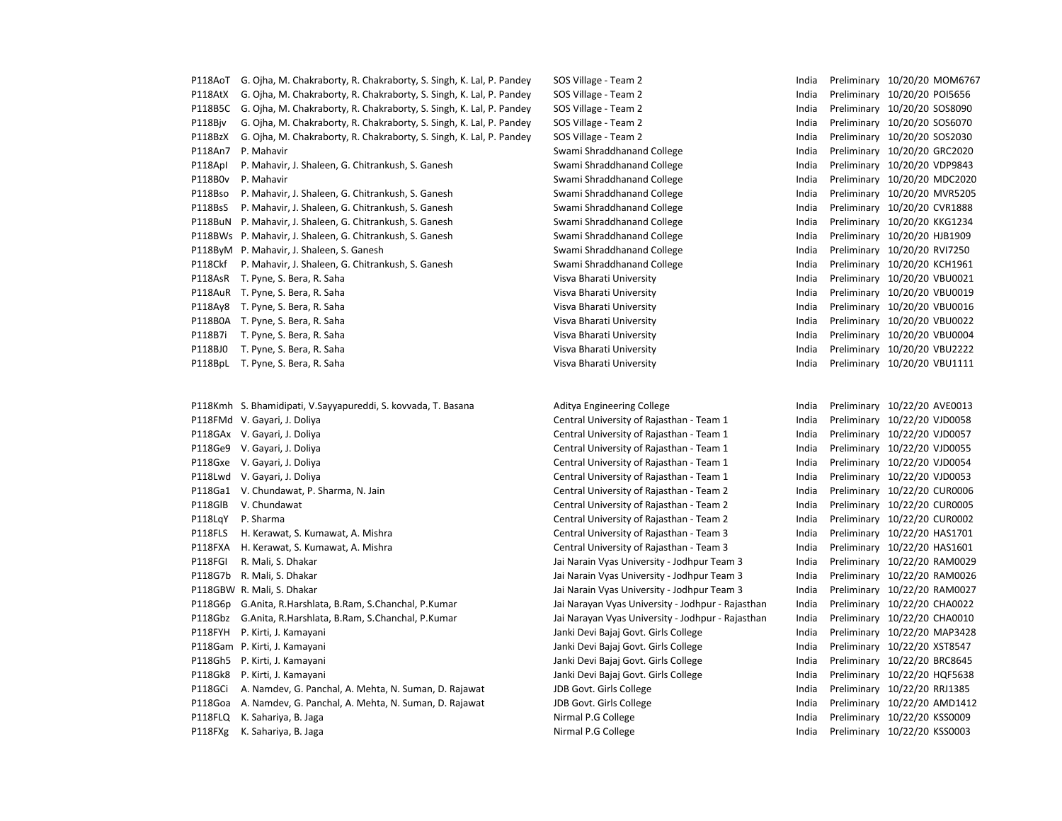| | | | | | | |
|---|---|---|---|---|---|---|
| P118AoT | G. Ojha, M. Chakraborty, R. Chakraborty, S. Singh, K. Lal, P. Pandey | SOS Village - Team 2 | India | Preliminary | 10/20/20 | MOM6767 |
| P118AtX | G. Ojha, M. Chakraborty, R. Chakraborty, S. Singh, K. Lal, P. Pandey | SOS Village - Team 2 | India | Preliminary | 10/20/20 | POI5656 |
| P118B5C | G. Ojha, M. Chakraborty, R. Chakraborty, S. Singh, K. Lal, P. Pandey | SOS Village - Team 2 | India | Preliminary | 10/20/20 | SOS8090 |
| P118Bjv | G. Ojha, M. Chakraborty, R. Chakraborty, S. Singh, K. Lal, P. Pandey | SOS Village - Team 2 | India | Preliminary | 10/20/20 | SOS6070 |
| P118BzX | G. Ojha, M. Chakraborty, R. Chakraborty, S. Singh, K. Lal, P. Pandey | SOS Village - Team 2 | India | Preliminary | 10/20/20 | SOS2030 |
| P118An7 | P. Mahavir | Swami Shraddhanand College | India | Preliminary | 10/20/20 | GRC2020 |
| P118ApI | P. Mahavir, J. Shaleen, G. Chitrankush, S. Ganesh | Swami Shraddhanand College | India | Preliminary | 10/20/20 | VDP9843 |
| P118B0v | P. Mahavir | Swami Shraddhanand College | India | Preliminary | 10/20/20 | MDC2020 |
| P118Bso | P. Mahavir, J. Shaleen, G. Chitrankush, S. Ganesh | Swami Shraddhanand College | India | Preliminary | 10/20/20 | MVR5205 |
| P118BsS | P. Mahavir, J. Shaleen, G. Chitrankush, S. Ganesh | Swami Shraddhanand College | India | Preliminary | 10/20/20 | CVR1888 |
| P118BuN | P. Mahavir, J. Shaleen, G. Chitrankush, S. Ganesh | Swami Shraddhanand College | India | Preliminary | 10/20/20 | KKG1234 |
| P118BWs | P. Mahavir, J. Shaleen, G. Chitrankush, S. Ganesh | Swami Shraddhanand College | India | Preliminary | 10/20/20 | HJB1909 |
| P118ByM | P. Mahavir, J. Shaleen, S. Ganesh | Swami Shraddhanand College | India | Preliminary | 10/20/20 | RVI7250 |
| P118Ckf | P. Mahavir, J. Shaleen, G. Chitrankush, S. Ganesh | Swami Shraddhanand College | India | Preliminary | 10/20/20 | KCH1961 |
| P118AsR | T. Pyne, S. Bera, R. Saha | Visva Bharati University | India | Preliminary | 10/20/20 | VBU0021 |
| P118AuR | T. Pyne, S. Bera, R. Saha | Visva Bharati University | India | Preliminary | 10/20/20 | VBU0019 |
| P118Ay8 | T. Pyne, S. Bera, R. Saha | Visva Bharati University | India | Preliminary | 10/20/20 | VBU0016 |
| P118B0A | T. Pyne, S. Bera, R. Saha | Visva Bharati University | India | Preliminary | 10/20/20 | VBU0022 |
| P118B7i | T. Pyne, S. Bera, R. Saha | Visva Bharati University | India | Preliminary | 10/20/20 | VBU0004 |
| P118BJ0 | T. Pyne, S. Bera, R. Saha | Visva Bharati University | India | Preliminary | 10/20/20 | VBU2222 |
| P118BpL | T. Pyne, S. Bera, R. Saha | Visva Bharati University | India | Preliminary | 10/20/20 | VBU1111 |
| | | | | | | |
| P118Kmh | S. Bhamidipati, V.Sayyapureddi, S. kovvada, T. Basana | Aditya Engineering College | India | Preliminary | 10/22/20 | AVE0013 |
| P118FMd | V. Gayari, J. Doliya | Central University of Rajasthan - Team 1 | India | Preliminary | 10/22/20 | VJD0058 |
| P118GAx | V. Gayari, J. Doliya | Central University of Rajasthan - Team 1 | India | Preliminary | 10/22/20 | VJD0057 |
| P118Ge9 | V. Gayari, J. Doliya | Central University of Rajasthan - Team 1 | India | Preliminary | 10/22/20 | VJD0055 |
| P118Gxe | V. Gayari, J. Doliya | Central University of Rajasthan - Team 1 | India | Preliminary | 10/22/20 | VJD0054 |
| P118Lwd | V. Gayari, J. Doliya | Central University of Rajasthan - Team 1 | India | Preliminary | 10/22/20 | VJD0053 |
| P118Ga1 | V. Chundawat, P. Sharma, N. Jain | Central University of Rajasthan - Team 2 | India | Preliminary | 10/22/20 | CUR0006 |
| P118GlB | V. Chundawat | Central University of Rajasthan - Team 2 | India | Preliminary | 10/22/20 | CUR0005 |
| P118LqY | P. Sharma | Central University of Rajasthan - Team 2 | India | Preliminary | 10/22/20 | CUR0002 |
| P118FLS | H. Kerawat, S. Kumawat, A. Mishra | Central University of Rajasthan - Team 3 | India | Preliminary | 10/22/20 | HAS1701 |
| P118FXA | H. Kerawat, S. Kumawat, A. Mishra | Central University of Rajasthan - Team 3 | India | Preliminary | 10/22/20 | HAS1601 |
| P118FGI | R. Mali, S. Dhakar | Jai Narain Vyas University - Jodhpur Team 3 | India | Preliminary | 10/22/20 | RAM0029 |
| P118G7b | R. Mali, S. Dhakar | Jai Narain Vyas University - Jodhpur Team 3 | India | Preliminary | 10/22/20 | RAM0026 |
| P118GBW | R. Mali, S. Dhakar | Jai Narain Vyas University - Jodhpur Team 3 | India | Preliminary | 10/22/20 | RAM0027 |
| P118G6p | G.Anita, R.Harshlata, B.Ram, S.Chanchal, P.Kumar | Jai Narayan Vyas University - Jodhpur - Rajasthan | India | Preliminary | 10/22/20 | CHA0022 |
| P118Gbz | G.Anita, R.Harshlata, B.Ram, S.Chanchal, P.Kumar | Jai Narayan Vyas University - Jodhpur - Rajasthan | India | Preliminary | 10/22/20 | CHA0010 |
| P118FYH | P. Kirti, J. Kamayani | Janki Devi Bajaj Govt. Girls College | India | Preliminary | 10/22/20 | MAP3428 |
| P118Gam | P. Kirti, J. Kamayani | Janki Devi Bajaj Govt. Girls College | India | Preliminary | 10/22/20 | XST8547 |
| P118Gh5 | P. Kirti, J. Kamayani | Janki Devi Bajaj Govt. Girls College | India | Preliminary | 10/22/20 | BRC8645 |
| P118Gk8 | P. Kirti, J. Kamayani | Janki Devi Bajaj Govt. Girls College | India | Preliminary | 10/22/20 | HQF5638 |
| P118GCi | A. Namdev, G. Panchal, A. Mehta, N. Suman, D. Rajawat | JDB Govt. Girls College | India | Preliminary | 10/22/20 | RRJ1385 |
| P118Goa | A. Namdev, G. Panchal, A. Mehta, N. Suman, D. Rajawat | JDB Govt. Girls College | India | Preliminary | 10/22/20 | AMD1412 |
| P118FLQ | K. Sahariya, B. Jaga | Nirmal P.G College | India | Preliminary | 10/22/20 | KSS0009 |
| P118FXg | K. Sahariya, B. Jaga | Nirmal P.G College | India | Preliminary | 10/22/20 | KSS0003 |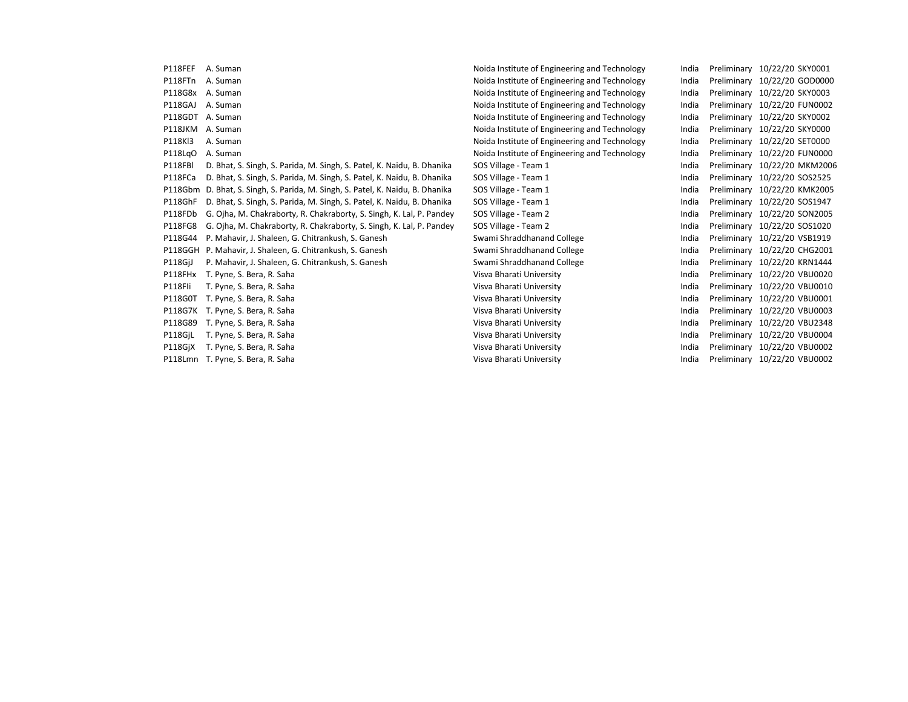| | | | | | | |
|---|---|---|---|---|---|---|
| P118FEF | A. Suman | Noida Institute of Engineering and Technology | India | Preliminary | 10/22/20 | SKY0001 |
| P118FTn | A. Suman | Noida Institute of Engineering and Technology | India | Preliminary | 10/22/20 | GOD0000 |
| P118G8x | A. Suman | Noida Institute of Engineering and Technology | India | Preliminary | 10/22/20 | SKY0003 |
| P118GAJ | A. Suman | Noida Institute of Engineering and Technology | India | Preliminary | 10/22/20 | FUN0002 |
| P118GDT | A. Suman | Noida Institute of Engineering and Technology | India | Preliminary | 10/22/20 | SKY0002 |
| P118JKM | A. Suman | Noida Institute of Engineering and Technology | India | Preliminary | 10/22/20 | SKY0000 |
| P118Kl3 | A. Suman | Noida Institute of Engineering and Technology | India | Preliminary | 10/22/20 | SET0000 |
| P118LqO | A. Suman | Noida Institute of Engineering and Technology | India | Preliminary | 10/22/20 | FUN0000 |
| P118FBl | D. Bhat, S. Singh, S. Parida, M. Singh, S. Patel, K. Naidu, B. Dhanika | SOS Village - Team 1 | India | Preliminary | 10/22/20 | MKM2006 |
| P118FCa | D. Bhat, S. Singh, S. Parida, M. Singh, S. Patel, K. Naidu, B. Dhanika | SOS Village - Team 1 | India | Preliminary | 10/22/20 | SOS2525 |
| P118Gbm | D. Bhat, S. Singh, S. Parida, M. Singh, S. Patel, K. Naidu, B. Dhanika | SOS Village - Team 1 | India | Preliminary | 10/22/20 | KMK2005 |
| P118GhF | D. Bhat, S. Singh, S. Parida, M. Singh, S. Patel, K. Naidu, B. Dhanika | SOS Village - Team 1 | India | Preliminary | 10/22/20 | SOS1947 |
| P118FDb | G. Ojha, M. Chakraborty, R. Chakraborty, S. Singh, K. Lal, P. Pandey | SOS Village - Team 2 | India | Preliminary | 10/22/20 | SON2005 |
| P118FG8 | G. Ojha, M. Chakraborty, R. Chakraborty, S. Singh, K. Lal, P. Pandey | SOS Village - Team 2 | India | Preliminary | 10/22/20 | SOS1020 |
| P118G44 | P. Mahavir, J. Shaleen, G. Chitrankush, S. Ganesh | Swami Shraddhanand College | India | Preliminary | 10/22/20 | VSB1919 |
| P118GGH | P. Mahavir, J. Shaleen, G. Chitrankush, S. Ganesh | Swami Shraddhanand College | India | Preliminary | 10/22/20 | CHG2001 |
| P118GjJ | P. Mahavir, J. Shaleen, G. Chitrankush, S. Ganesh | Swami Shraddhanand College | India | Preliminary | 10/22/20 | KRN1444 |
| P118FHx | T. Pyne, S. Bera, R. Saha | Visva Bharati University | India | Preliminary | 10/22/20 | VBU0020 |
| P118FIi | T. Pyne, S. Bera, R. Saha | Visva Bharati University | India | Preliminary | 10/22/20 | VBU0010 |
| P118G0T | T. Pyne, S. Bera, R. Saha | Visva Bharati University | India | Preliminary | 10/22/20 | VBU0001 |
| P118G7K | T. Pyne, S. Bera, R. Saha | Visva Bharati University | India | Preliminary | 10/22/20 | VBU0003 |
| P118G89 | T. Pyne, S. Bera, R. Saha | Visva Bharati University | India | Preliminary | 10/22/20 | VBU2348 |
| P118GjL | T. Pyne, S. Bera, R. Saha | Visva Bharati University | India | Preliminary | 10/22/20 | VBU0004 |
| P118GjX | T. Pyne, S. Bera, R. Saha | Visva Bharati University | India | Preliminary | 10/22/20 | VBU0002 |
| P118Lmn | T. Pyne, S. Bera, R. Saha | Visva Bharati University | India | Preliminary | 10/22/20 | VBU0002 |